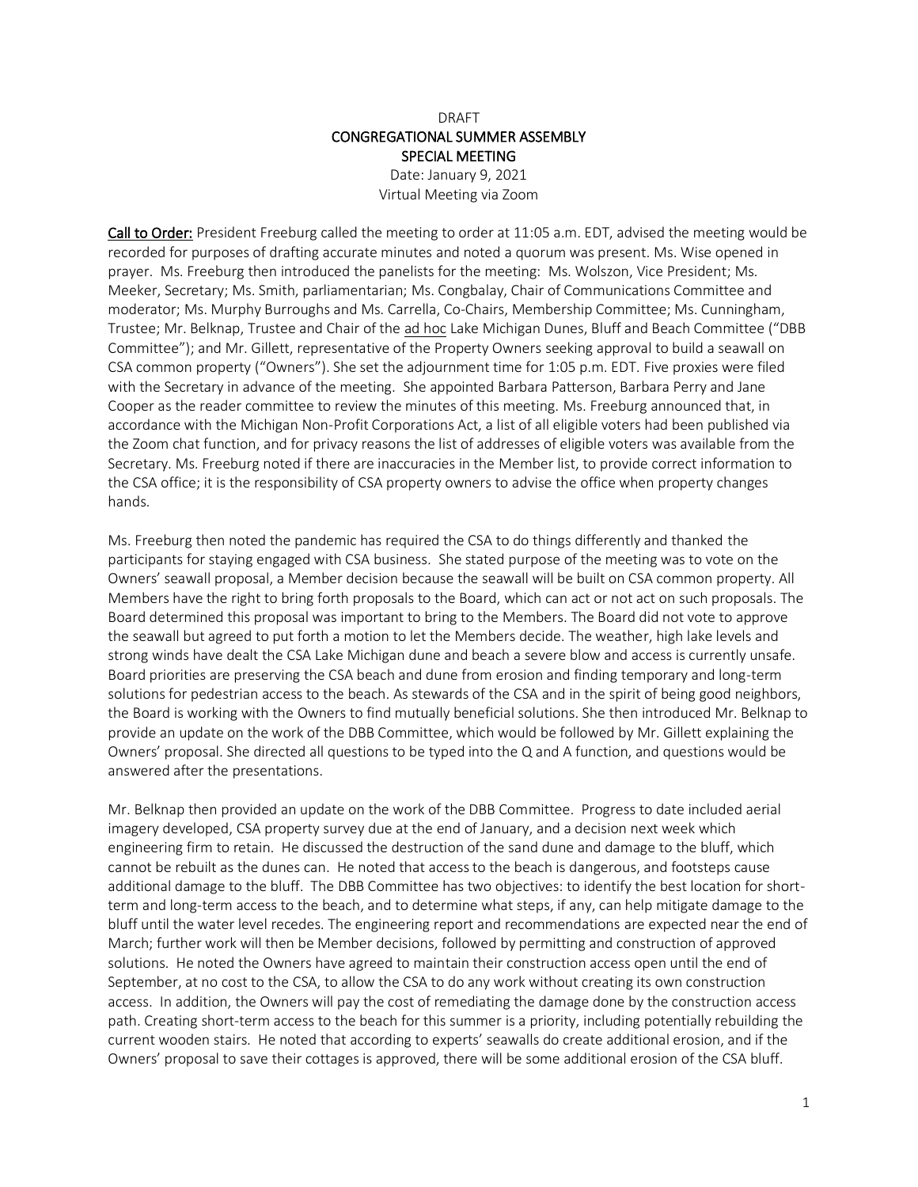DRAFT

**CONGREGATIONAL SUMMER ASSEMBLY**

**SPECIAL MEETING**

Date: January 9, 2021

Virtual Meeting via Zoom

**Call to Order:** President Freeburg called the meeting to order at 11:05 a.m. EDT, advised the meeting would be recorded for purposes of drafting accurate minutes and noted a quorum was present. Ms. Wise opened in prayer. Ms. Freeburg then introduced the panelists for the meeting: Ms. Wolszon, Vice President; Ms. Meeker, Secretary; Ms. Smith, parliamentarian; Ms. Congbalay, Chair of Communications Committee and moderator; Ms. Murphy Burroughs and Ms. Carrella, Co-Chairs, Membership Committee; Ms. Cunningham, Trustee; Mr. Belknap, Trustee and Chair of the ad hoc Lake Michigan Dunes, Bluff and Beach Committee ("DBB Committee"); and Mr. Gillett, representative of the Property Owners seeking approval to build a seawall on CSA common property ("Owners"). She set the adjournment time for 1:05 p.m. EDT. Five proxies were filed with the Secretary in advance of the meeting. She appointed Barbara Patterson, Barbara Perry and Jane Cooper as the reader committee to review the minutes of this meeting. Ms. Freeburg announced that, in accordance with the Michigan Non-Profit Corporations Act, a list of all eligible voters had been published via the Zoom chat function, and for privacy reasons the list of addresses of eligible voters was available from the Secretary. Ms. Freeburg noted if there are inaccuracies in the Member list, to provide correct information to the CSA office; it is the responsibility of CSA property owners to advise the office when property changes hands.

Ms. Freeburg then noted the pandemic has required the CSA to do things differently and thanked the participants for staying engaged with CSA business. She stated purpose of the meeting was to vote on the Owners' seawall proposal, a Member decision because the seawall will be built on CSA common property. All Members have the right to bring forth proposals to the Board, which can act or not act on such proposals. The Board determined this proposal was important to bring to the Members. The Board did not vote to approve the seawall but agreed to put forth a motion to let the Members decide. The weather, high lake levels and strong winds have dealt the CSA Lake Michigan dune and beach a severe blow and access is currently unsafe. Board priorities are preserving the CSA beach and dune from erosion and finding temporary and long-term solutions for pedestrian access to the beach. As stewards of the CSA and in the spirit of being good neighbors, the Board is working with the Owners to find mutually beneficial solutions. She then introduced Mr. Belknap to provide an update on the work of the DBB Committee, which would be followed by Mr. Gillett explaining the Owners' proposal. She directed all questions to be typed into the Q and A function, and questions would be answered after the presentations.

Mr. Belknap then provided an update on the work of the DBB Committee. Progress to date included aerial imagery developed, CSA property survey due at the end of January, and a decision next week which engineering firm to retain. He discussed the destruction of the sand dune and damage to the bluff, which cannot be rebuilt as the dunes can. He noted that access to the beach is dangerous, and footsteps cause additional damage to the bluff. The DBB Committee has two objectives: to identify the best location for short-term and long-term access to the beach, and to determine what steps, if any, can help mitigate damage to the bluff until the water level recedes. The engineering report and recommendations are expected near the end of March; further work will then be Member decisions, followed by permitting and construction of approved solutions. He noted the Owners have agreed to maintain their construction access open until the end of September, at no cost to the CSA, to allow the CSA to do any work without creating its own construction access. In addition, the Owners will pay the cost of remediating the damage done by the construction access path. Creating short-term access to the beach for this summer is a priority, including potentially rebuilding the current wooden stairs. He noted that according to experts' seawalls do create additional erosion, and if the Owners' proposal to save their cottages is approved, there will be some additional erosion of the CSA bluff.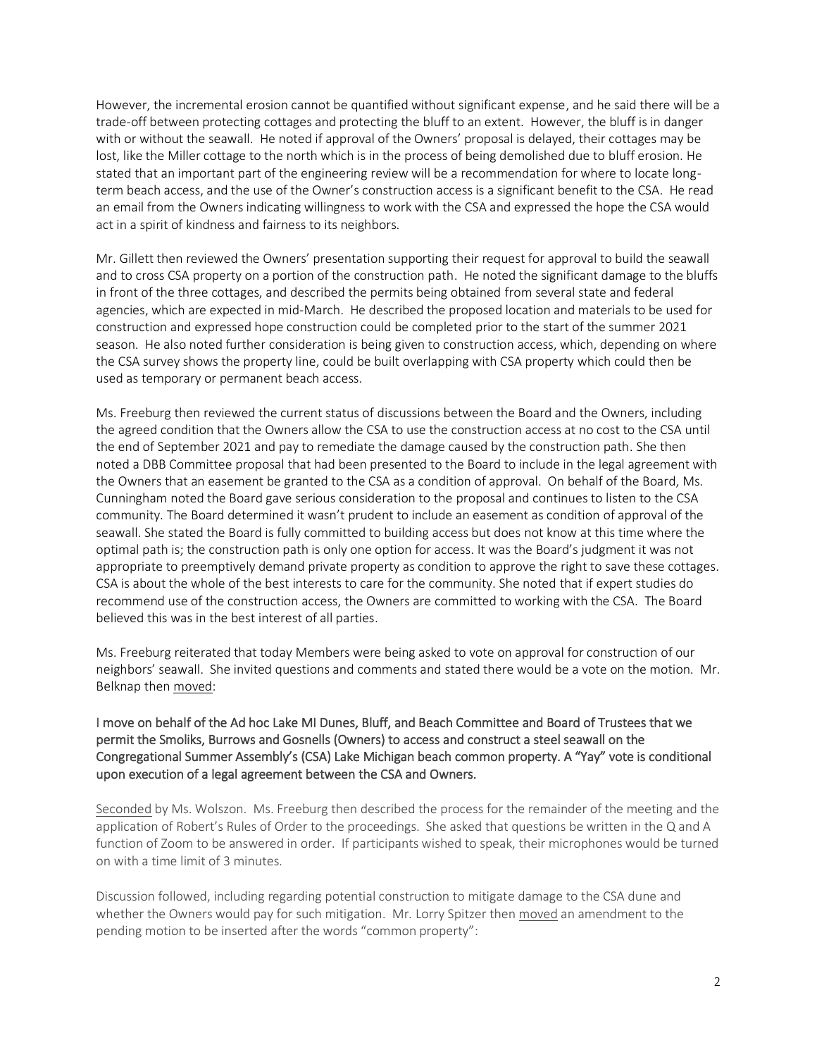However, the incremental erosion cannot be quantified without significant expense, and he said there will be a trade-off between protecting cottages and protecting the bluff to an extent. However, the bluff is in danger with or without the seawall. He noted if approval of the Owners' proposal is delayed, their cottages may be lost, like the Miller cottage to the north which is in the process of being demolished due to bluff erosion. He stated that an important part of the engineering review will be a recommendation for where to locate long-term beach access, and the use of the Owner's construction access is a significant benefit to the CSA. He read an email from the Owners indicating willingness to work with the CSA and expressed the hope the CSA would act in a spirit of kindness and fairness to its neighbors.

Mr. Gillett then reviewed the Owners' presentation supporting their request for approval to build the seawall and to cross CSA property on a portion of the construction path. He noted the significant damage to the bluffs in front of the three cottages, and described the permits being obtained from several state and federal agencies, which are expected in mid-March. He described the proposed location and materials to be used for construction and expressed hope construction could be completed prior to the start of the summer 2021 season. He also noted further consideration is being given to construction access, which, depending on where the CSA survey shows the property line, could be built overlapping with CSA property which could then be used as temporary or permanent beach access.

Ms. Freeburg then reviewed the current status of discussions between the Board and the Owners, including the agreed condition that the Owners allow the CSA to use the construction access at no cost to the CSA until the end of September 2021 and pay to remediate the damage caused by the construction path. She then noted a DBB Committee proposal that had been presented to the Board to include in the legal agreement with the Owners that an easement be granted to the CSA as a condition of approval. On behalf of the Board, Ms. Cunningham noted the Board gave serious consideration to the proposal and continues to listen to the CSA community. The Board determined it wasn't prudent to include an easement as condition of approval of the seawall. She stated the Board is fully committed to building access but does not know at this time where the optimal path is; the construction path is only one option for access. It was the Board's judgment it was not appropriate to preemptively demand private property as condition to approve the right to save these cottages. CSA is about the whole of the best interests to care for the community. She noted that if expert studies do recommend use of the construction access, the Owners are committed to working with the CSA. The Board believed this was in the best interest of all parties.

Ms. Freeburg reiterated that today Members were being asked to vote on approval for construction of our neighbors' seawall. She invited questions and comments and stated there would be a vote on the motion. Mr. Belknap then moved:

I move on behalf of the Ad hoc Lake MI Dunes, Bluff, and Beach Committee and Board of Trustees that we permit the Smoliks, Burrows and Gosnells (Owners) to access and construct a steel seawall on the Congregational Summer Assembly's (CSA) Lake Michigan beach common property. A "Yay" vote is conditional upon execution of a legal agreement between the CSA and Owners.

Seconded by Ms. Wolszon. Ms. Freeburg then described the process for the remainder of the meeting and the application of Robert's Rules of Order to the proceedings. She asked that questions be written in the Q and A function of Zoom to be answered in order. If participants wished to speak, their microphones would be turned on with a time limit of 3 minutes.

Discussion followed, including regarding potential construction to mitigate damage to the CSA dune and whether the Owners would pay for such mitigation. Mr. Lorry Spitzer then moved an amendment to the pending motion to be inserted after the words "common property":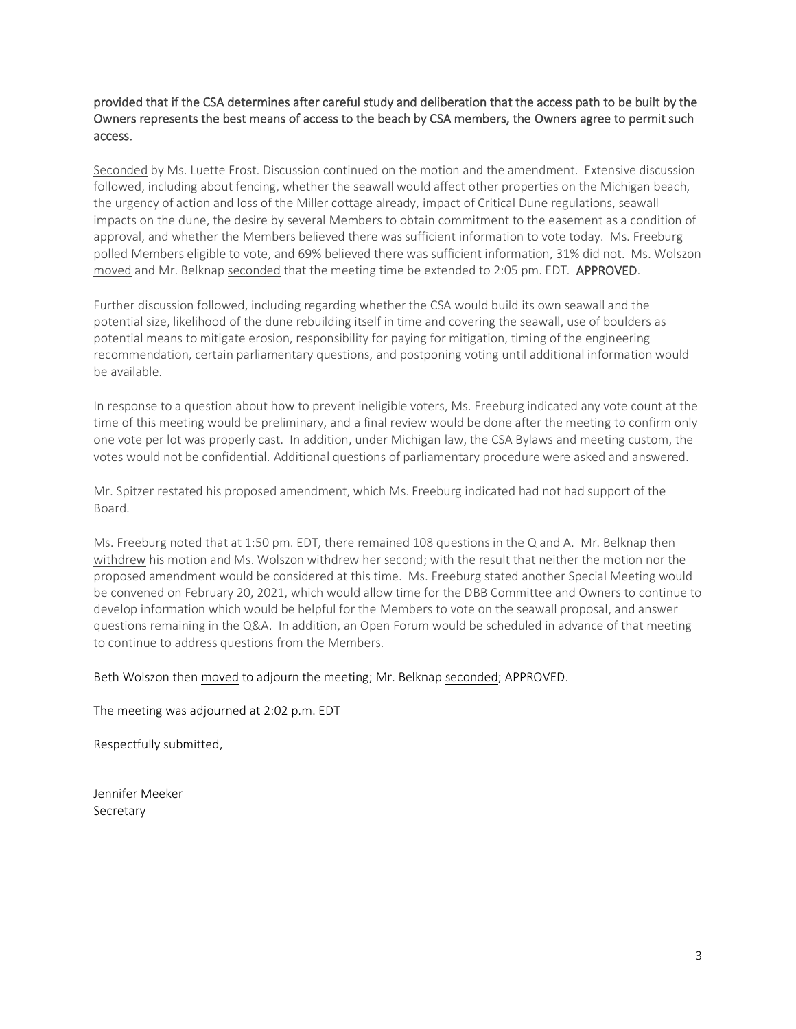**provided that if the CSA determines after careful study and deliberation that the access path to be built by the Owners represents the best means of access to the beach by CSA members, the Owners agree to permit such access.**

Seconded by Ms. Luette Frost. Discussion continued on the motion and the amendment. Extensive discussion followed, including about fencing, whether the seawall would affect other properties on the Michigan beach, the urgency of action and loss of the Miller cottage already, impact of Critical Dune regulations, seawall impacts on the dune, the desire by several Members to obtain commitment to the easement as a condition of approval, and whether the Members believed there was sufficient information to vote today. Ms. Freeburg polled Members eligible to vote, and 69% believed there was sufficient information, 31% did not. Ms. Wolszon moved and Mr. Belknap seconded that the meeting time be extended to 2:05 pm. EDT. **APPROVED**.

Further discussion followed, including regarding whether the CSA would build its own seawall and the potential size, likelihood of the dune rebuilding itself in time and covering the seawall, use of boulders as potential means to mitigate erosion, responsibility for paying for mitigation, timing of the engineering recommendation, certain parliamentary questions, and postponing voting until additional information would be available.

In response to a question about how to prevent ineligible voters, Ms. Freeburg indicated any vote count at the time of this meeting would be preliminary, and a final review would be done after the meeting to confirm only one vote per lot was properly cast. In addition, under Michigan law, the CSA Bylaws and meeting custom, the votes would not be confidential. Additional questions of parliamentary procedure were asked and answered.

Mr. Spitzer restated his proposed amendment, which Ms. Freeburg indicated had not had support of the Board.

Ms. Freeburg noted that at 1:50 pm. EDT, there remained 108 questions in the Q and A. Mr. Belknap then withdrew his motion and Ms. Wolszon withdrew her second; with the result that neither the motion nor the proposed amendment would be considered at this time. Ms. Freeburg stated another Special Meeting would be convened on February 20, 2021, which would allow time for the DBB Committee and Owners to continue to develop information which would be helpful for the Members to vote on the seawall proposal, and answer questions remaining in the Q&A. In addition, an Open Forum would be scheduled in advance of that meeting to continue to address questions from the Members.

Beth Wolszon then moved to adjourn the meeting; Mr. Belknap seconded; APPROVED.

The meeting was adjourned at 2:02 p.m. EDT

Respectfully submitted,

Jennifer Meeker
Secretary